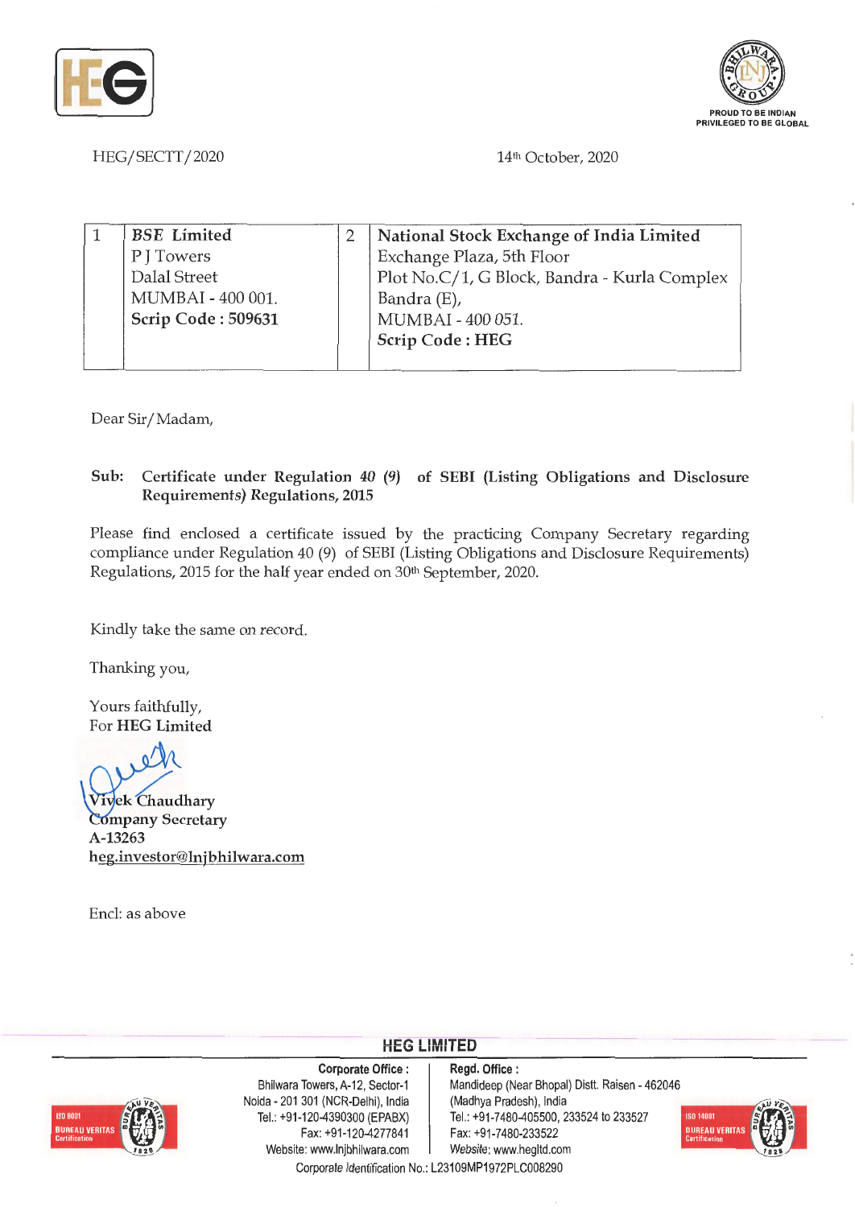HEG/SECTT/2020

14th October, 2020

| 1 | **BSE Limited**<br>P J Towers<br>Dalal Street<br>MUMBAI - 400 001.<br>**Scrip Code : 509631** | 2 | **National Stock Exchange of India Limited**<br>Exchange Plaza, 5th Floor<br>Plot No.C/1, G Block, Bandra - Kurla Complex<br>Bandra (E),<br>MUMBAI - 400 051.<br>**Scrip Code : HEG** |
|---|---|---|---|

Dear Sir/Madam,

**Sub: Certificate under Regulation 40 (9) of SEBI (Listing Obligations and Disclosure Requirements) Regulations, 2015**

Please find enclosed a certificate issued by the practicing Company Secretary regarding compliance under Regulation 40 (9) of SEBI (Listing Obligations and Disclosure Requirements) Regulations, 2015 for the half year ended on 30th September, 2020.

Kindly take the same on record.

Thanking you,

Yours faithfully,
For **HEG Limited**

Vivek Chaudhary
**Company Secretary**
**A-13263**
heg.investor@lnjbhilwara.com

Encl: as above

**HEG LIMITED**

**Corporate Office :**
Bhilwara Towers, A-12, Sector-1
Noida - 201 301 (NCR-Delhi), India
Tel.: +91-120-4390300 (EPABX)
Fax: +91-120-4277841
Website: www.lnjbhilwara.com

**Regd. Office :**
Mandideep (Near Bhopal) Distt. Raisen - 462046
(Madhya Pradesh), India
Tel.: +91-7480-405500, 233524 to 233527
Fax: +91-7480-233522
Website: www.hegltd.com

Corporate Identification No.: L23109MP1972PLC008290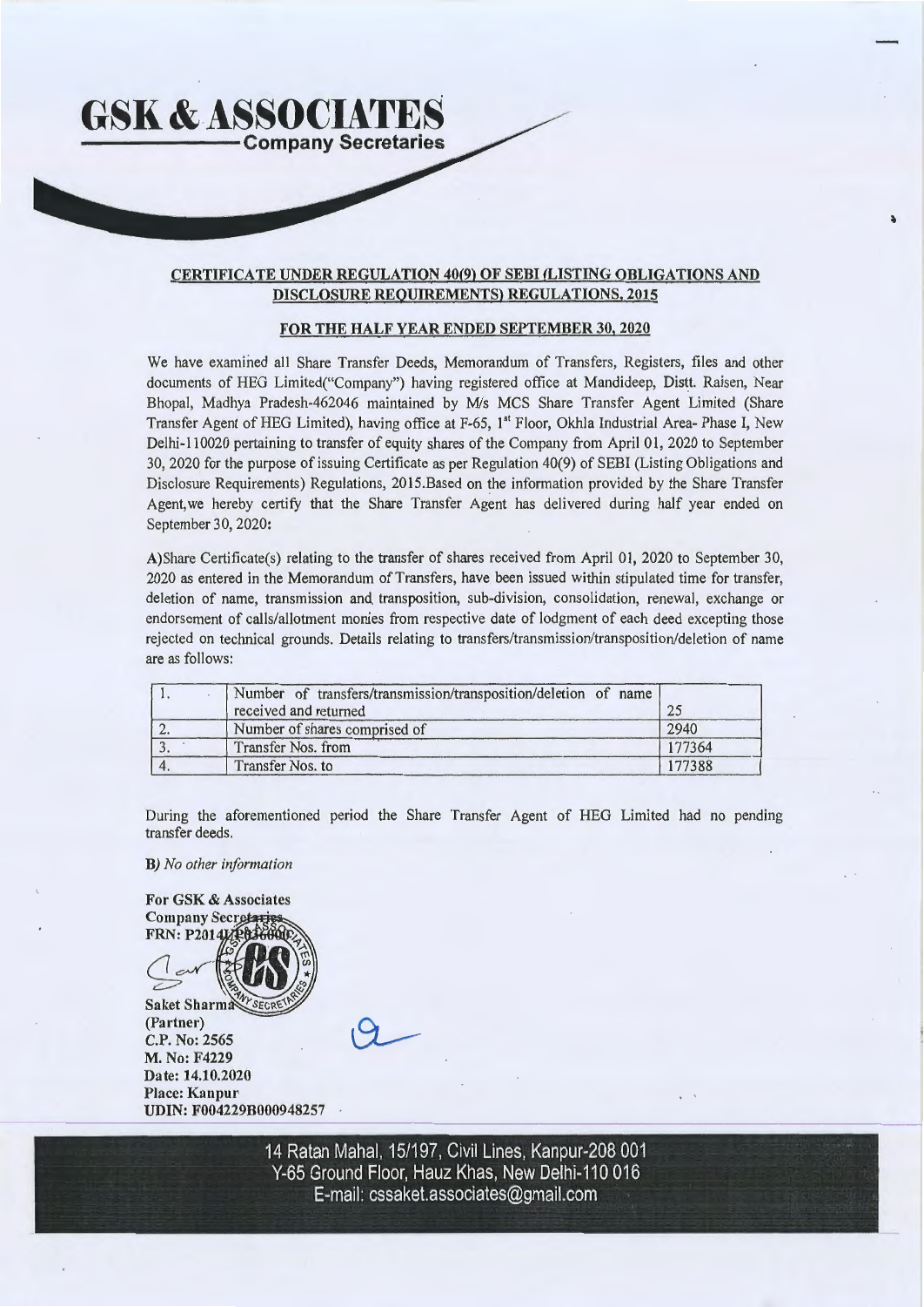# GSK & ASSOCIATES

**Company Secretaries**

## CERTIFICATE UNDER REGULATION 40(9) OF SEBI (LISTING OBLIGATIONS AND DISCLOSURE REQUIREMENTS) REGULATIONS, 2015

### FOR THE HALF YEAR ENDED SEPTEMBER 30, 2020

We have examined all Share Transfer Deeds, Memorandum of Transfers, Registers, files and other documents of HEG Limited("Company") having registered office at Mandideep, Distt. Raisen, Near Bhopal, Madhya Pradesh-462046 maintained by M/s MCS Share Transfer Agent Limited (Share Transfer Agent of HEG Limited), having office at F-65, 1st Floor, Okhla Industrial Area- Phase I, New Delhi-110020 pertaining to transfer of equity shares of the Company from April 01, 2020 to September 30, 2020 for the purpose of issuing Certificate as per Regulation 40(9) of SEBI (Listing Obligations and Disclosure Requirements) Regulations, 2015.Based on the information provided by the Share Transfer Agent,we hereby certify that the Share Transfer Agent has delivered during half year ended on September 30, 2020:

A)Share Certificate(s) relating to the transfer of shares received from April 01, 2020 to September 30, 2020 as entered in the Memorandum of Transfers, have been issued within stipulated time for transfer, deletion of name, transmission and transposition, sub-division, consolidation, renewal, exchange or endorsement of calls/allotment monies from respective date of lodgment of each deed excepting those rejected on technical grounds. Details relating to transfers/transmission/transposition/deletion of name are as follows:

| | | |
|---|---|---|
| 1. | Number of transfers/transmission/transposition/deletion of name received and returned | 25 |
| 2. | Number of shares comprised of | 2940 |
| 3. | Transfer Nos. from | 177364 |
| 4. | Transfer Nos. to | 177388 |

During the aforementioned period the Share Transfer Agent of HEG Limited had no pending transfer deeds.

**B)** *No other information*

**For GSK & Associates**
**Company Secretaries**
**FRN: P2014UP036000**

**Saket Sharma**
**(Partner)**
**C.P. No: 2565**
**M. No: F4229**
**Date: 14.10.2020**
**Place: Kanpur**
**UDIN: F004229B000948257**

14 Ratan Mahal, 15/197, Civil Lines, Kanpur-208 001
Y-65 Ground Floor, Hauz Khas, New Delhi-110 016
E-mail: cssaket.associates@gmail.com